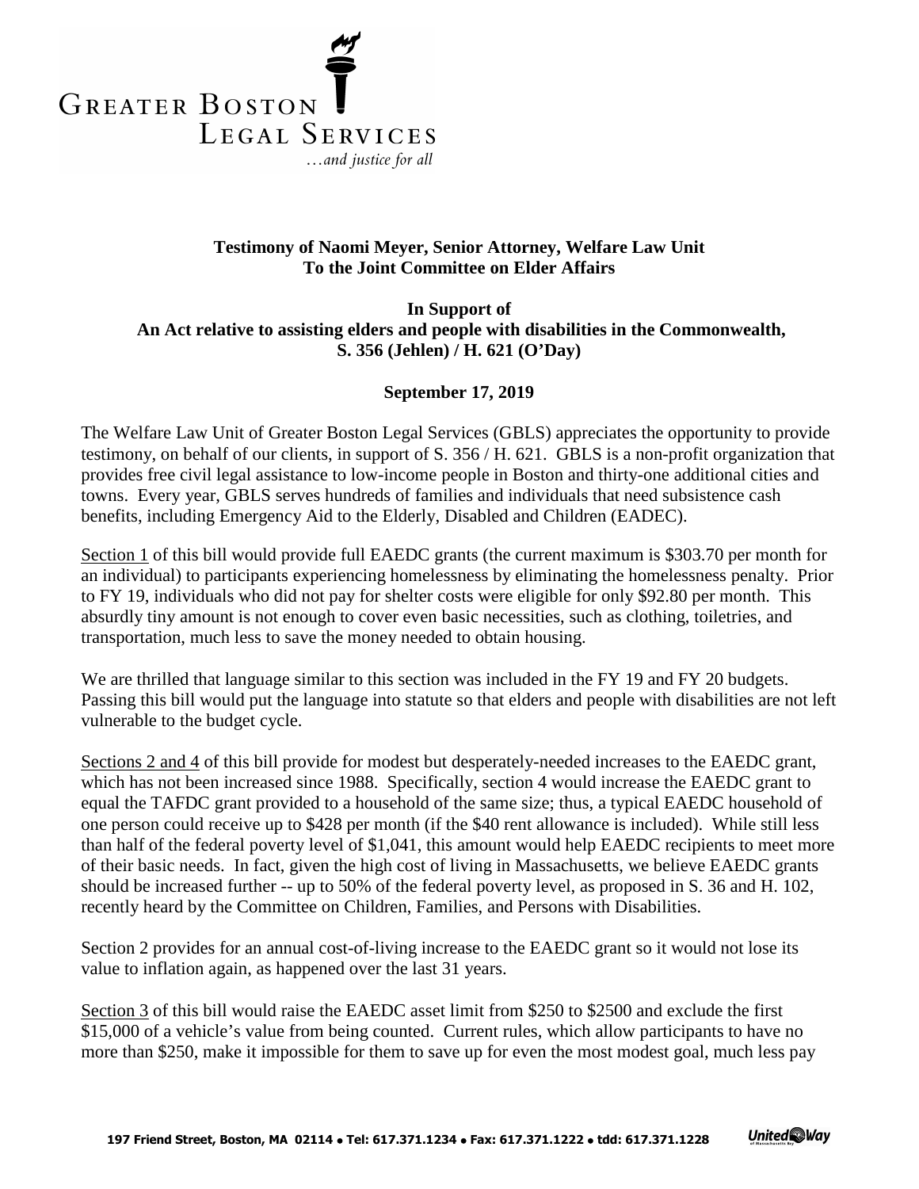GREATER BOSTON LEGAL SERVICES

*...and justice for all*

**Testimony of Naomi Meyer, Senior Attorney, Welfare Law Unit**
**To the Joint Committee on Elder Affairs**

**In Support of**
**An Act relative to assisting elders and people with disabilities in the Commonwealth,**
**S. 356 (Jehlen) / H. 621 (O'Day)**

**September 17, 2019**

The Welfare Law Unit of Greater Boston Legal Services (GBLS) appreciates the opportunity to provide testimony, on behalf of our clients, in support of S. 356 / H. 621. GBLS is a non-profit organization that provides free civil legal assistance to low-income people in Boston and thirty-one additional cities and towns. Every year, GBLS serves hundreds of families and individuals that need subsistence cash benefits, including Emergency Aid to the Elderly, Disabled and Children (EADEC).

Section 1 of this bill would provide full EAEDC grants (the current maximum is $303.70 per month for an individual) to participants experiencing homelessness by eliminating the homelessness penalty. Prior to FY 19, individuals who did not pay for shelter costs were eligible for only $92.80 per month. This absurdly tiny amount is not enough to cover even basic necessities, such as clothing, toiletries, and transportation, much less to save the money needed to obtain housing.

We are thrilled that language similar to this section was included in the FY 19 and FY 20 budgets. Passing this bill would put the language into statute so that elders and people with disabilities are not left vulnerable to the budget cycle.

Sections 2 and 4 of this bill provide for modest but desperately-needed increases to the EAEDC grant, which has not been increased since 1988. Specifically, section 4 would increase the EAEDC grant to equal the TAFDC grant provided to a household of the same size; thus, a typical EAEDC household of one person could receive up to $428 per month (if the $40 rent allowance is included). While still less than half of the federal poverty level of $1,041, this amount would help EAEDC recipients to meet more of their basic needs. In fact, given the high cost of living in Massachusetts, we believe EAEDC grants should be increased further -- up to 50% of the federal poverty level, as proposed in S. 36 and H. 102, recently heard by the Committee on Children, Families, and Persons with Disabilities.

Section 2 provides for an annual cost-of-living increase to the EAEDC grant so it would not lose its value to inflation again, as happened over the last 31 years.

Section 3 of this bill would raise the EAEDC asset limit from $250 to $2500 and exclude the first $15,000 of a vehicle's value from being counted. Current rules, which allow participants to have no more than $250, make it impossible for them to save up for even the most modest goal, much less pay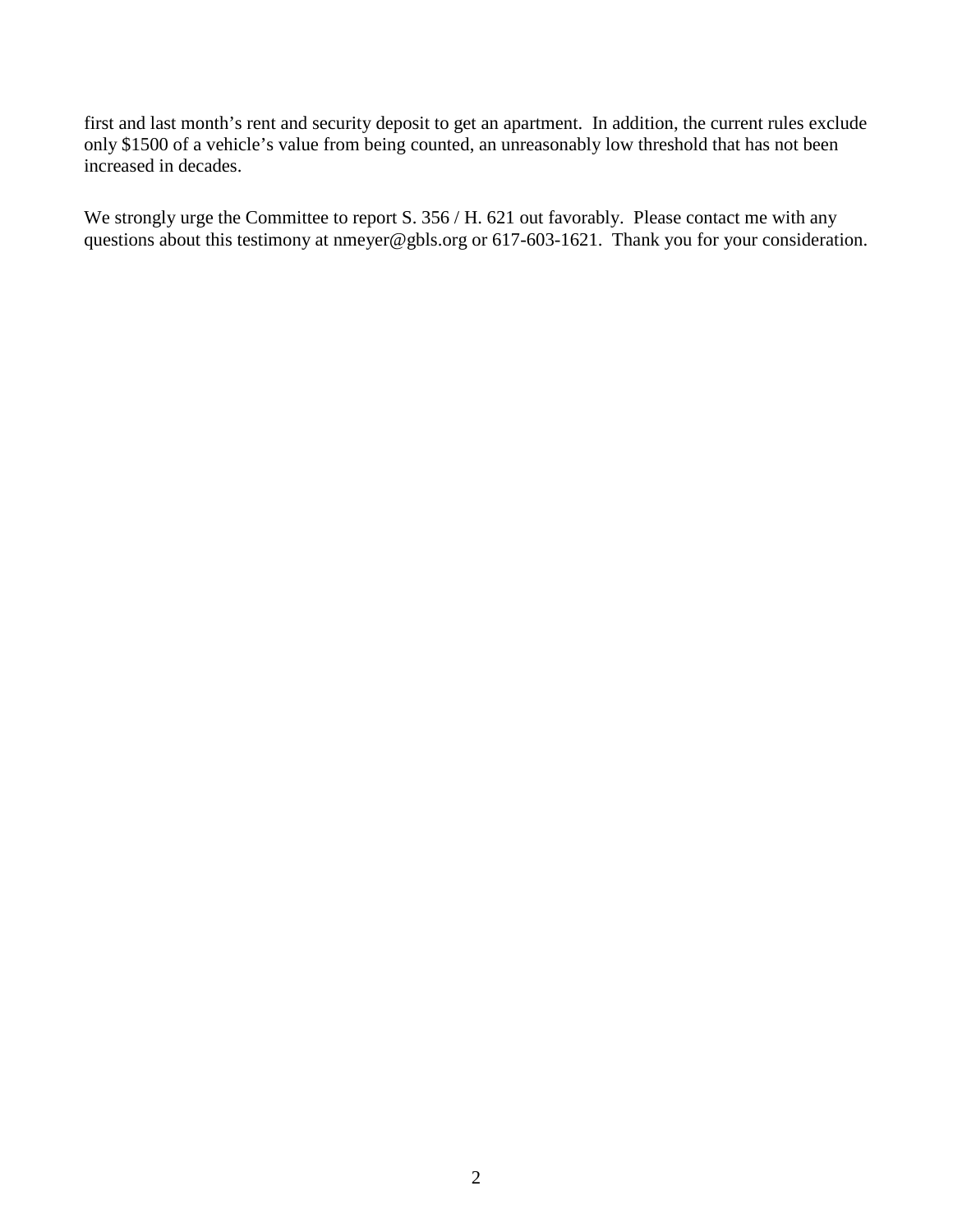first and last month's rent and security deposit to get an apartment. In addition, the current rules exclude only $1500 of a vehicle's value from being counted, an unreasonably low threshold that has not been increased in decades.

We strongly urge the Committee to report S. 356 / H. 621 out favorably. Please contact me with any questions about this testimony at nmeyer@gbls.org or 617-603-1621. Thank you for your consideration.